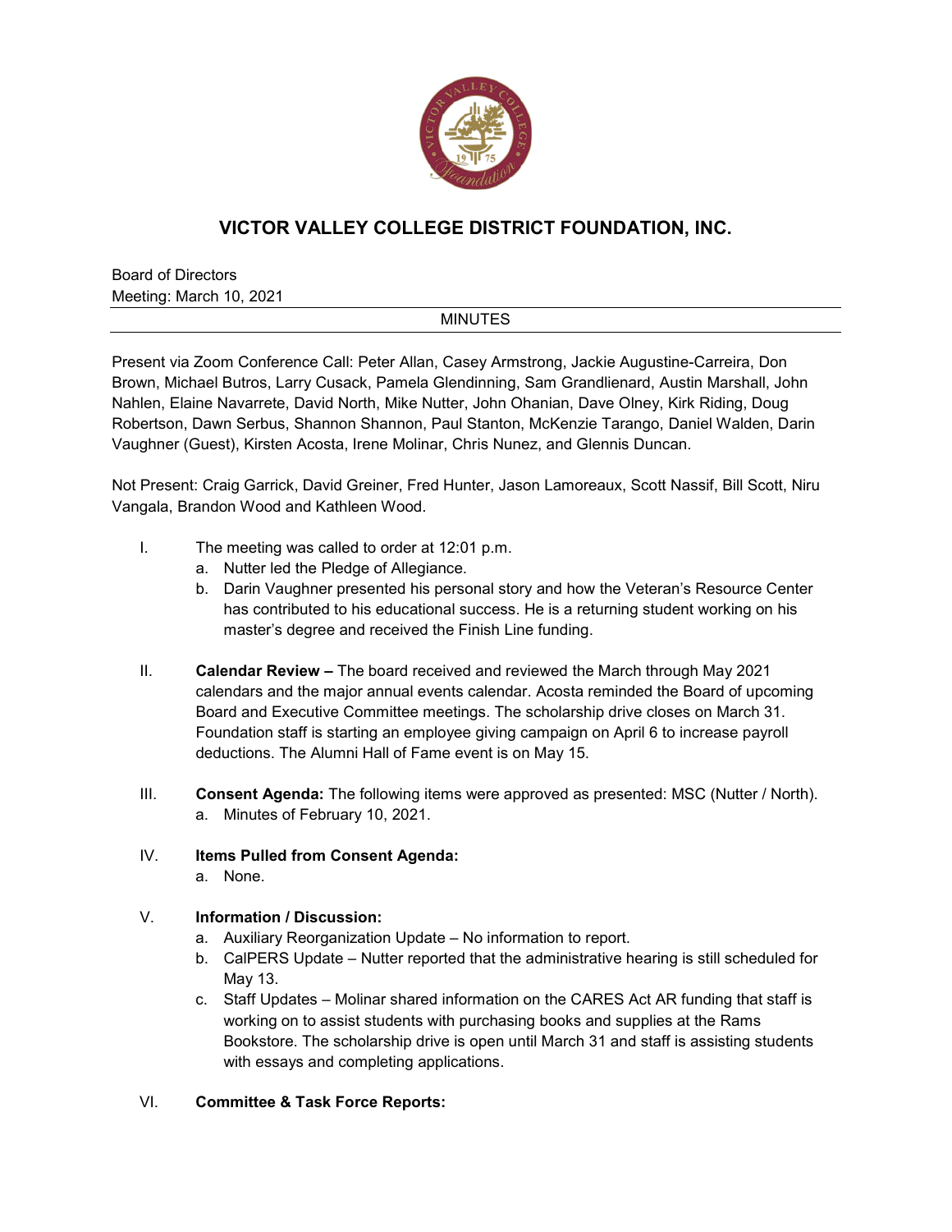# VICTOR VALLEY COLLEGE DISTRICT FOUNDATION, INC.

Board of Directors
Meeting: March 10, 2021

MINUTES

Present via Zoom Conference Call: Peter Allan, Casey Armstrong, Jackie Augustine-Carreira, Don Brown, Michael Butros, Larry Cusack, Pamela Glendinning, Sam Grandlienard, Austin Marshall, John Nahlen, Elaine Navarrete, David North, Mike Nutter, John Ohanian, Dave Olney, Kirk Riding, Doug Robertson, Dawn Serbus, Shannon Shannon, Paul Stanton, McKenzie Tarango, Daniel Walden, Darin Vaughner (Guest), Kirsten Acosta, Irene Molinar, Chris Nunez, and Glennis Duncan.

Not Present: Craig Garrick, David Greiner, Fred Hunter, Jason Lamoreaux, Scott Nassif, Bill Scott, Niru Vangala, Brandon Wood and Kathleen Wood.

I. The meeting was called to order at 12:01 p.m.
   a. Nutter led the Pledge of Allegiance.
   b. Darin Vaughner presented his personal story and how the Veteran's Resource Center has contributed to his educational success. He is a returning student working on his master's degree and received the Finish Line funding.

II. **Calendar Review –** The board received and reviewed the March through May 2021 calendars and the major annual events calendar. Acosta reminded the Board of upcoming Board and Executive Committee meetings. The scholarship drive closes on March 31. Foundation staff is starting an employee giving campaign on April 6 to increase payroll deductions. The Alumni Hall of Fame event is on May 15.

III. **Consent Agenda:** The following items were approved as presented: MSC (Nutter / North).
   a. Minutes of February 10, 2021.

IV. **Items Pulled from Consent Agenda:**
   a. None.

V. **Information / Discussion:**
   a. Auxiliary Reorganization Update – No information to report.
   b. CalPERS Update – Nutter reported that the administrative hearing is still scheduled for May 13.
   c. Staff Updates – Molinar shared information on the CARES Act AR funding that staff is working on to assist students with purchasing books and supplies at the Rams Bookstore. The scholarship drive is open until March 31 and staff is assisting students with essays and completing applications.

VI. **Committee & Task Force Reports:**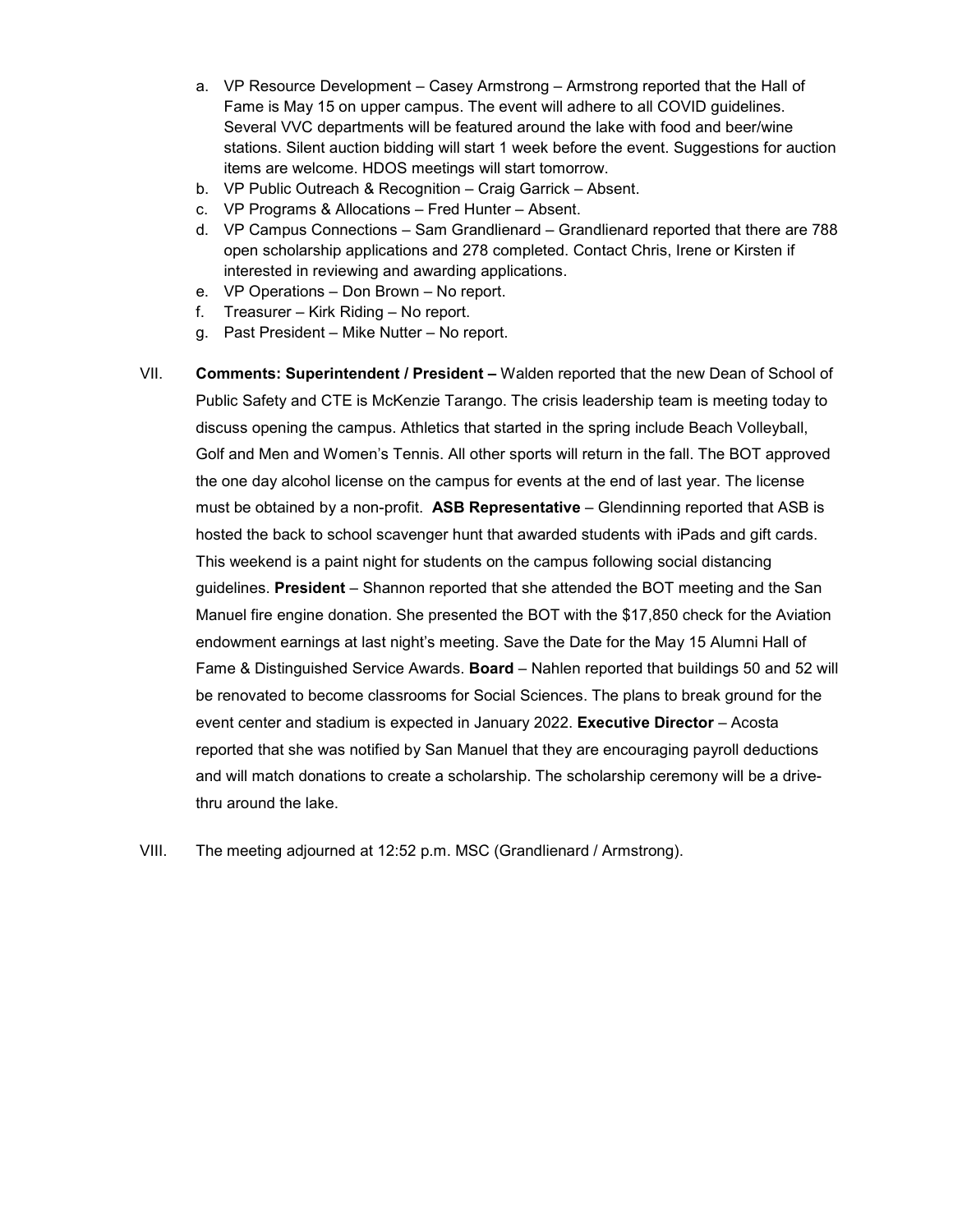a. VP Resource Development – Casey Armstrong – Armstrong reported that the Hall of Fame is May 15 on upper campus. The event will adhere to all COVID guidelines. Several VVC departments will be featured around the lake with food and beer/wine stations. Silent auction bidding will start 1 week before the event. Suggestions for auction items are welcome. HDOS meetings will start tomorrow.
b. VP Public Outreach & Recognition – Craig Garrick – Absent.
c. VP Programs & Allocations – Fred Hunter – Absent.
d. VP Campus Connections – Sam Grandlienard – Grandlienard reported that there are 788 open scholarship applications and 278 completed. Contact Chris, Irene or Kirsten if interested in reviewing and awarding applications.
e. VP Operations – Don Brown – No report.
f. Treasurer – Kirk Riding – No report.
g. Past President – Mike Nutter – No report.

VII. **Comments: Superintendent / President –** Walden reported that the new Dean of School of Public Safety and CTE is McKenzie Tarango. The crisis leadership team is meeting today to discuss opening the campus. Athletics that started in the spring include Beach Volleyball, Golf and Men and Women's Tennis. All other sports will return in the fall. The BOT approved the one day alcohol license on the campus for events at the end of last year. The license must be obtained by a non-profit. **ASB Representative** – Glendinning reported that ASB is hosted the back to school scavenger hunt that awarded students with iPads and gift cards. This weekend is a paint night for students on the campus following social distancing guidelines. **President** – Shannon reported that she attended the BOT meeting and the San Manuel fire engine donation. She presented the BOT with the $17,850 check for the Aviation endowment earnings at last night's meeting. Save the Date for the May 15 Alumni Hall of Fame & Distinguished Service Awards. **Board** – Nahlen reported that buildings 50 and 52 will be renovated to become classrooms for Social Sciences. The plans to break ground for the event center and stadium is expected in January 2022. **Executive Director** – Acosta reported that she was notified by San Manuel that they are encouraging payroll deductions and will match donations to create a scholarship. The scholarship ceremony will be a drive-thru around the lake.

VIII. The meeting adjourned at 12:52 p.m. MSC (Grandlienard / Armstrong).